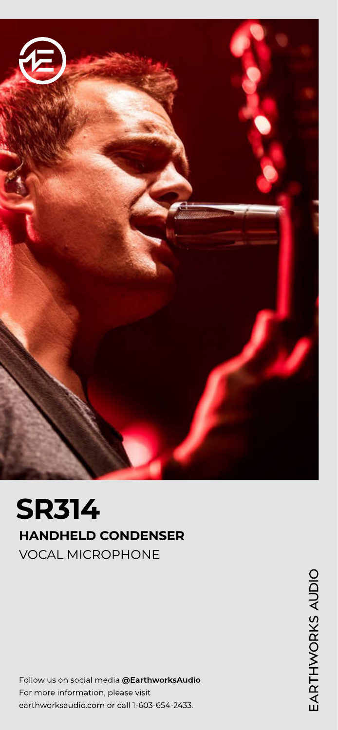# SR314

## HANDHELD CONDENSER

VOCAL MICROPHONE

Follow us on social media **@EarthworksAudio**
For more information, please visit
earthworksaudio.com or call 1-603-654-2433.

EARTHWORKS AUDIO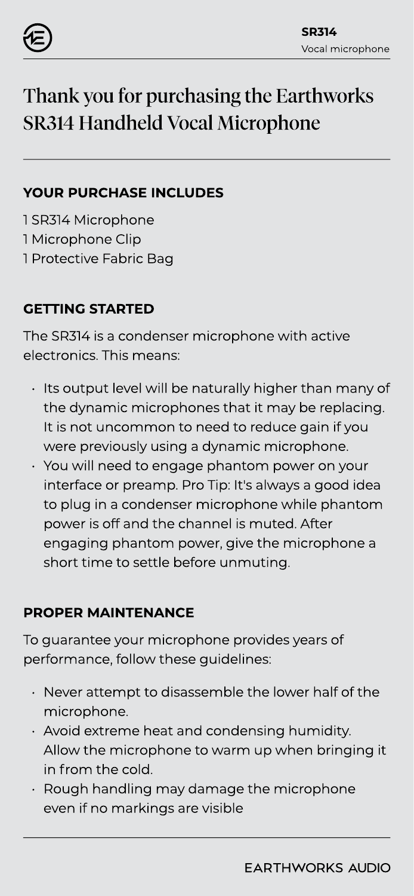# Thank you for purchasing the Earthworks SR314 Handheld Vocal Microphone

## YOUR PURCHASE INCLUDES

1 SR314 Microphone
1 Microphone Clip
1 Protective Fabric Bag

## GETTING STARTED

The SR314 is a condenser microphone with active electronics. This means:

- Its output level will be naturally higher than many of the dynamic microphones that it may be replacing. It is not uncommon to need to reduce gain if you were previously using a dynamic microphone.
- You will need to engage phantom power on your interface or preamp. Pro Tip: It's always a good idea to plug in a condenser microphone while phantom power is off and the channel is muted. After engaging phantom power, give the microphone a short time to settle before unmuting.

## PROPER MAINTENANCE

To guarantee your microphone provides years of performance, follow these guidelines:

- Never attempt to disassemble the lower half of the microphone.
- Avoid extreme heat and condensing humidity. Allow the microphone to warm up when bringing it in from the cold.
- Rough handling may damage the microphone even if no markings are visible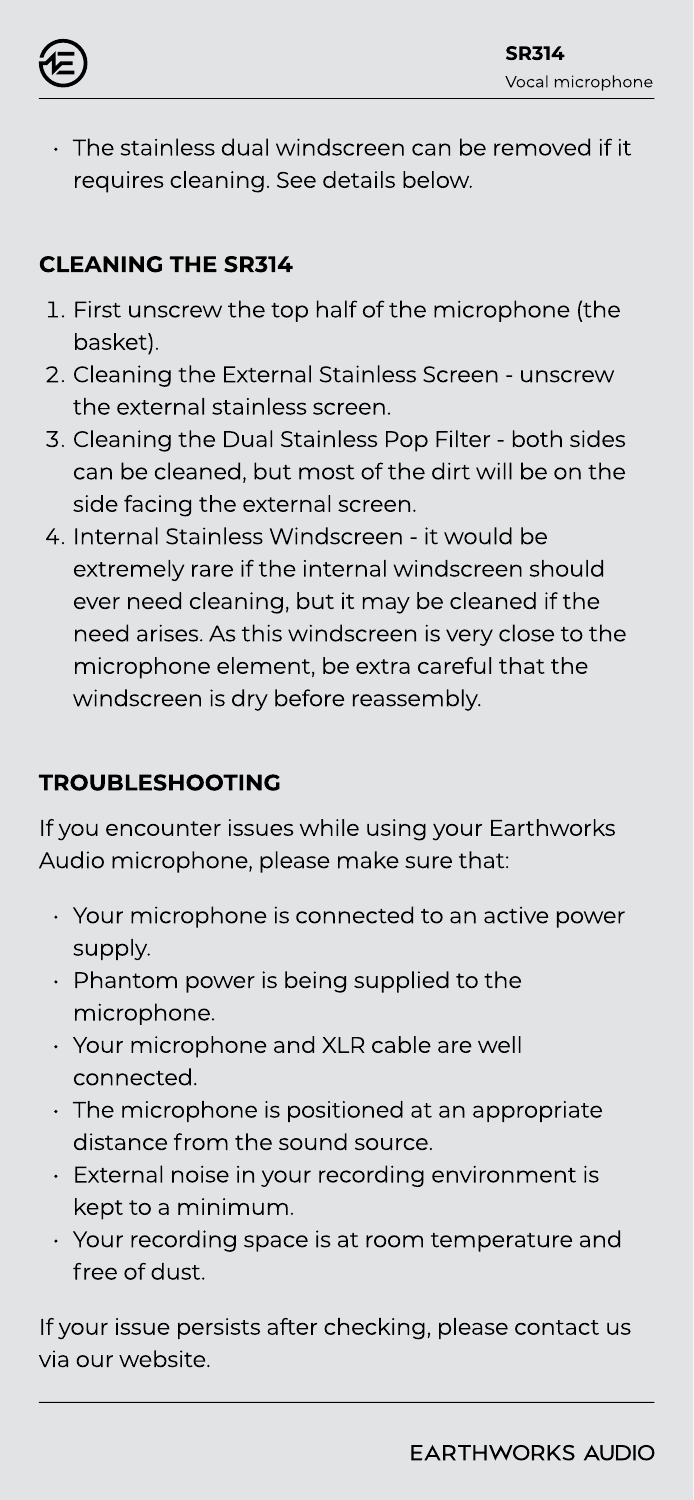- The stainless dual windscreen can be removed if it requires cleaning. See details below.

## CLEANING THE SR314

1. First unscrew the top half of the microphone (the basket).
2. Cleaning the External Stainless Screen - unscrew the external stainless screen.
3. Cleaning the Dual Stainless Pop Filter - both sides can be cleaned, but most of the dirt will be on the side facing the external screen.
4. Internal Stainless Windscreen - it would be extremely rare if the internal windscreen should ever need cleaning, but it may be cleaned if the need arises. As this windscreen is very close to the microphone element, be extra careful that the windscreen is dry before reassembly.

## TROUBLESHOOTING

If you encounter issues while using your Earthworks Audio microphone, please make sure that:

- Your microphone is connected to an active power supply.
- Phantom power is being supplied to the microphone.
- Your microphone and XLR cable are well connected.
- The microphone is positioned at an appropriate distance from the sound source.
- External noise in your recording environment is kept to a minimum.
- Your recording space is at room temperature and free of dust.

If your issue persists after checking, please contact us via our website.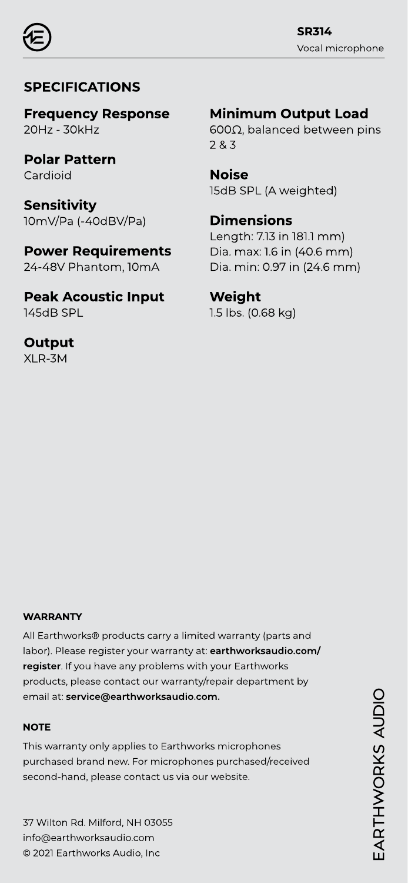## SPECIFICATIONS

**Frequency Response**
20Hz - 30kHz

**Polar Pattern**
Cardioid

**Sensitivity**
10mV/Pa (-40dBV/Pa)

**Power Requirements**
24-48V Phantom, 10mA

**Peak Acoustic Input**
145dB SPL

**Output**
XLR-3M

**Minimum Output Load**
600Ω, balanced between pins 2 & 3

**Noise**
15dB SPL (A weighted)

**Dimensions**
Length: 7.13 in 181.1 mm)
Dia. max: 1.6 in (40.6 mm)
Dia. min: 0.97 in (24.6 mm)

**Weight**
1.5 lbs. (0.68 kg)

**WARRANTY**

All Earthworks® products carry a limited warranty (parts and labor). Please register your warranty at: **earthworksaudio.com/register**. If you have any problems with your Earthworks products, please contact our warranty/repair department by email at: **service@earthworksaudio.com.**

**NOTE**

This warranty only applies to Earthworks microphones purchased brand new. For microphones purchased/received second-hand, please contact us via our website.

37 Wilton Rd. Milford, NH 03055
info@earthworksaudio.com
© 2021 Earthworks Audio, Inc

EARTHWORKS AUDIO